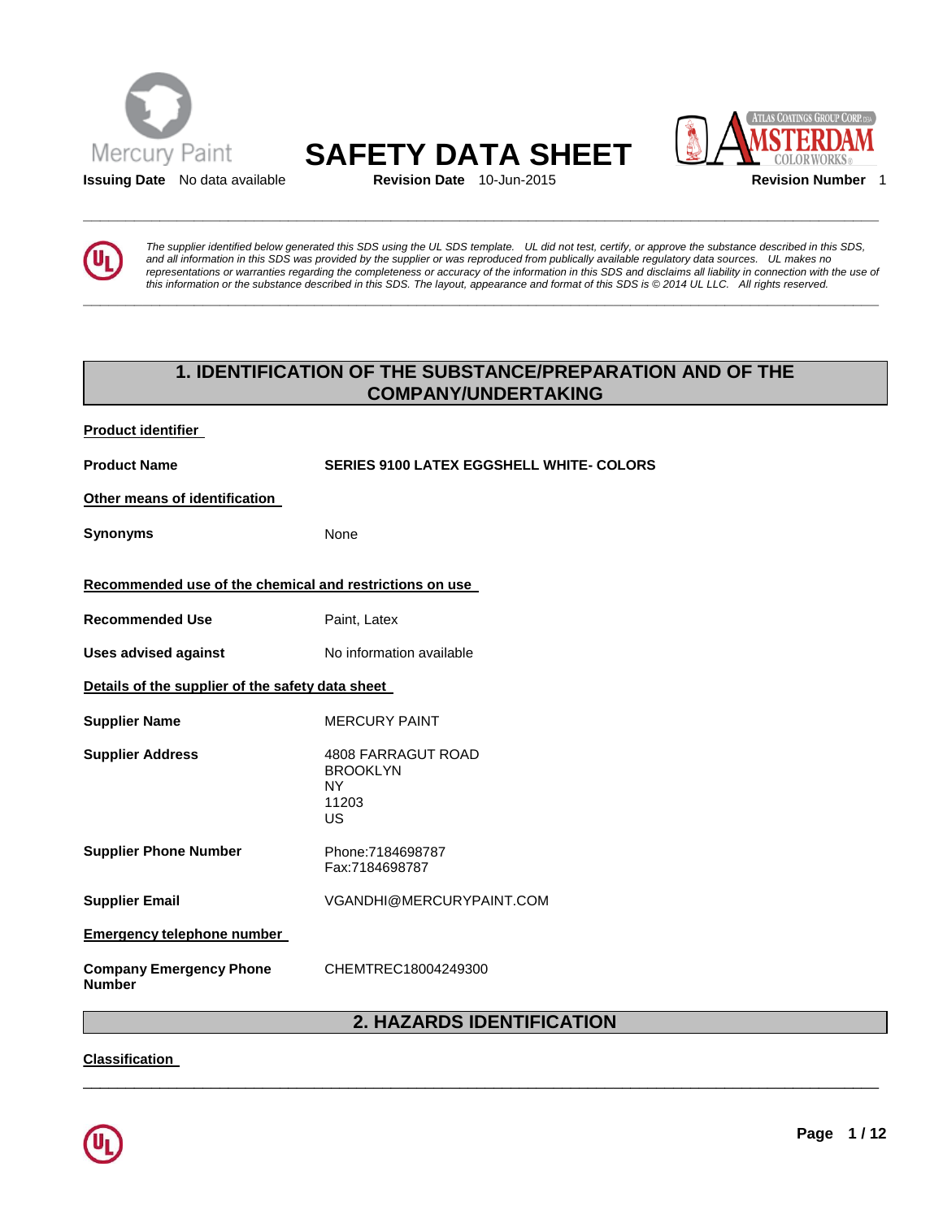Mercury Paint

# SAFETY DATA SHEET

**Issuing Date** No data available **Revision Date** 10-Jun-2015 **Revision Number** 1

*The supplier identified below generated this SDS using the UL SDS template. UL did not test, certify, or approve the substance described in this SDS, and all information in this SDS was provided by the supplier or was reproduced from publically available regulatory data sources. UL makes no representations or warranties regarding the completeness or accuracy of the information in this SDS and disclaims all liability in connection with the use of this information or the substance described in this SDS. The layout, appearance and format of this SDS is © 2014 UL LLC. All rights reserved.*

## 1. IDENTIFICATION OF THE SUBSTANCE/PREPARATION AND OF THE COMPANY/UNDERTAKING

**Product identifier**

**Product Name** **SERIES 9100 LATEX EGGSHELL WHITE- COLORS**

**Other means of identification**

**Synonyms** None

**Recommended use of the chemical and restrictions on use**

**Recommended Use** Paint, Latex

**Uses advised against** No information available

**Details of the supplier of the safety data sheet**

**Supplier Name** MERCURY PAINT

**Supplier Address** 4808 FARRAGUT ROAD
BROOKLYN
NY
11203
US

**Supplier Phone Number** Phone:7184698787
Fax:7184698787

**Supplier Email** VGANDHI@MERCURYPAINT.COM

**Emergency telephone number**

**Company Emergency Phone Number** CHEMTREC18004249300

## 2. HAZARDS IDENTIFICATION

**Classification**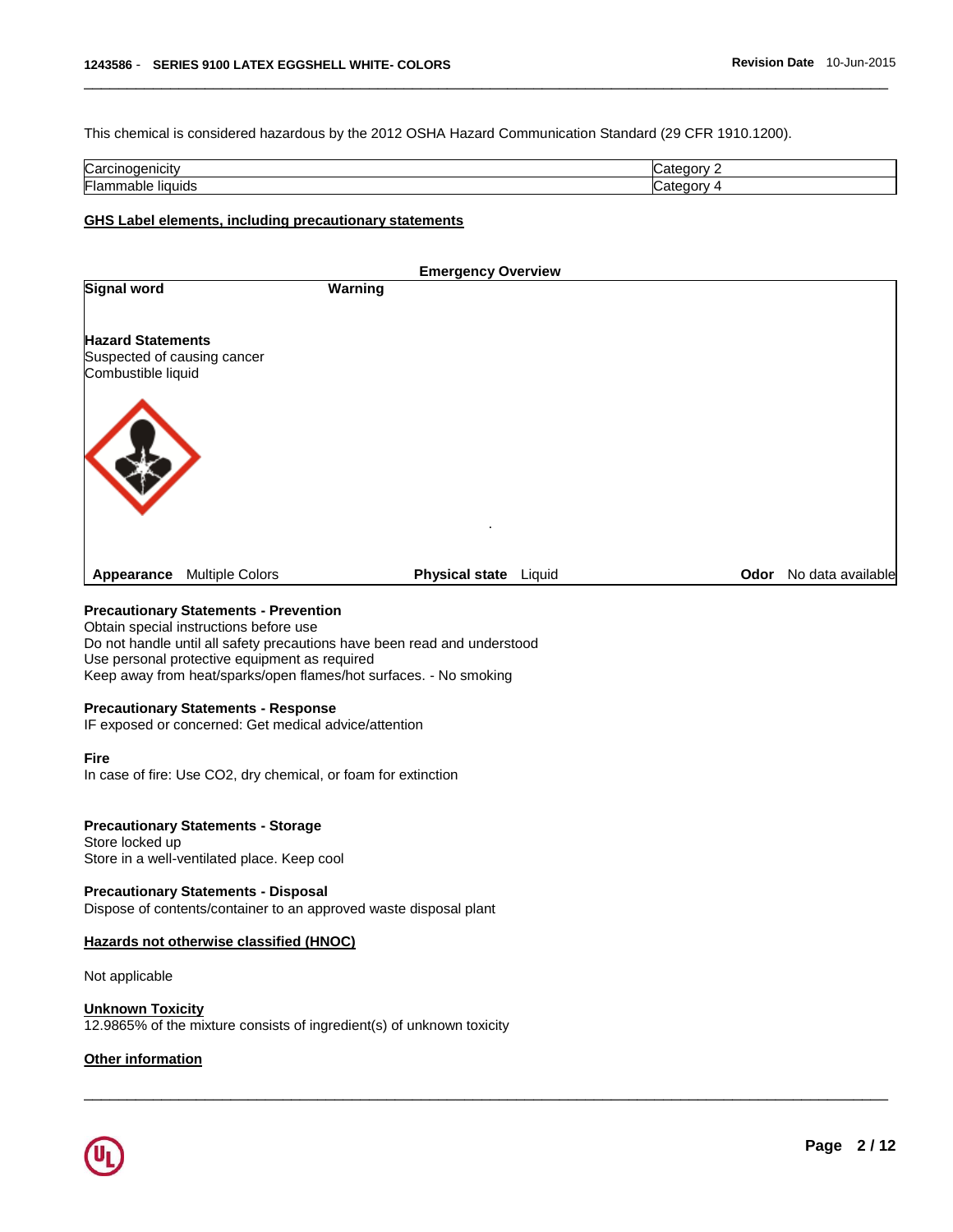This chemical is considered hazardous by the 2012 OSHA Hazard Communication Standard (29 CFR 1910.1200).

| | |
|---|---|
| Carcinogenicity | Category 2 |
| Flammable liquids | Category 4 |

## GHS Label elements, including precautionary statements

### Emergency Overview

**Signal word** **Warning**

**Hazard Statements**
Suspected of causing cancer
Combustible liquid

**Appearance** Multiple Colors **Physical state** Liquid **Odor** No data available

**Precautionary Statements - Prevention**
Obtain special instructions before use
Do not handle until all safety precautions have been read and understood
Use personal protective equipment as required
Keep away from heat/sparks/open flames/hot surfaces. - No smoking

**Precautionary Statements - Response**
IF exposed or concerned: Get medical advice/attention

**Fire**
In case of fire: Use CO2, dry chemical, or foam for extinction

**Precautionary Statements - Storage**
Store locked up
Store in a well-ventilated place. Keep cool

**Precautionary Statements - Disposal**
Dispose of contents/container to an approved waste disposal plant

## Hazards not otherwise classified (HNOC)

Not applicable

## Unknown Toxicity

12.9865% of the mixture consists of ingredient(s) of unknown toxicity

## Other information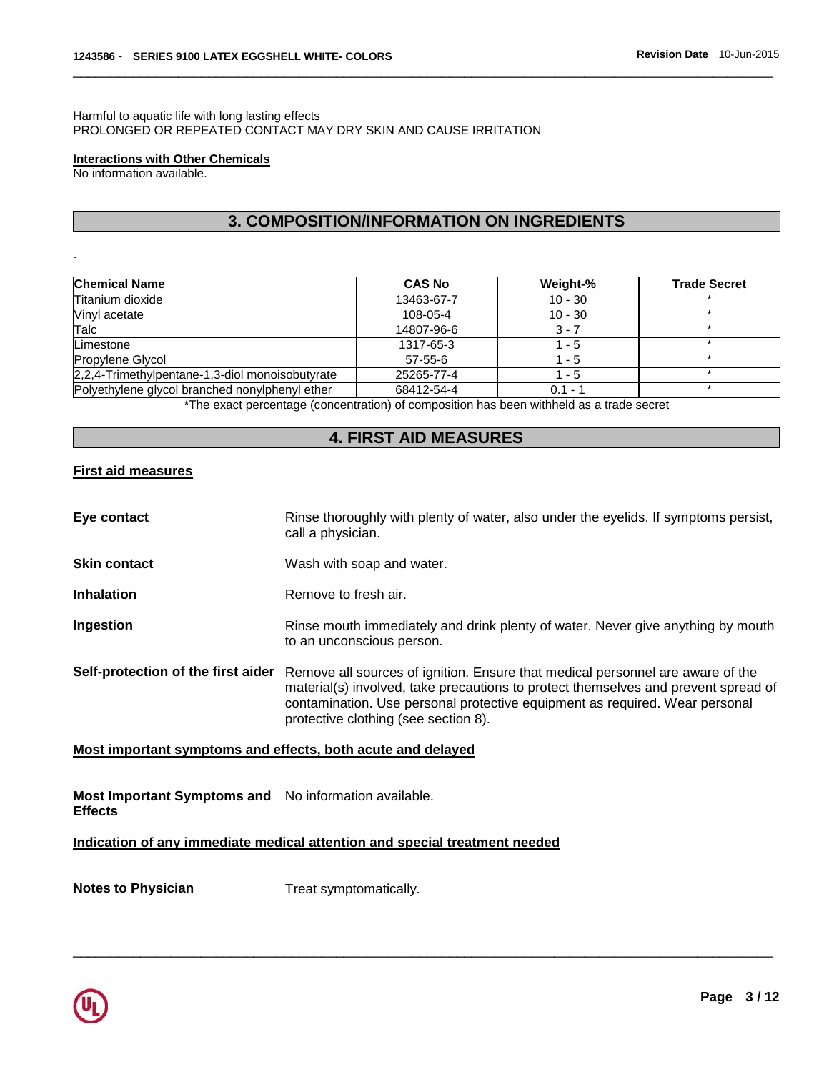Harmful to aquatic life with long lasting effects
PROLONGED OR REPEATED CONTACT MAY DRY SKIN AND CAUSE IRRITATION

**Interactions with Other Chemicals**
No information available.

## 3. COMPOSITION/INFORMATION ON INGREDIENTS

.

| Chemical Name | CAS No | Weight-% | Trade Secret |
|---|---|---|---|
| Titanium dioxide | 13463-67-7 | 10 - 30 | * |
| Vinyl acetate | 108-05-4 | 10 - 30 | * |
| Talc | 14807-96-6 | 3 - 7 | * |
| Limestone | 1317-65-3 | 1 - 5 | * |
| Propylene Glycol | 57-55-6 | 1 - 5 | * |
| 2,2,4-Trimethylpentane-1,3-diol monoisobutyrate | 25265-77-4 | 1 - 5 | * |
| Polyethylene glycol branched nonylphenyl ether | 68412-54-4 | 0.1 - 1 | * |

*The exact percentage (concentration) of composition has been withheld as a trade secret

## 4. FIRST AID MEASURES

**First aid measures**

**Eye contact** Rinse thoroughly with plenty of water, also under the eyelids. If symptoms persist, call a physician.

**Skin contact** Wash with soap and water.

**Inhalation** Remove to fresh air.

**Ingestion** Rinse mouth immediately and drink plenty of water. Never give anything by mouth to an unconscious person.

**Self-protection of the first aider** Remove all sources of ignition. Ensure that medical personnel are aware of the material(s) involved, take precautions to protect themselves and prevent spread of contamination. Use personal protective equipment as required. Wear personal protective clothing (see section 8).

**Most important symptoms and effects, both acute and delayed**

**Most Important Symptoms and Effects** No information available.

**Indication of any immediate medical attention and special treatment needed**

**Notes to Physician** Treat symptomatically.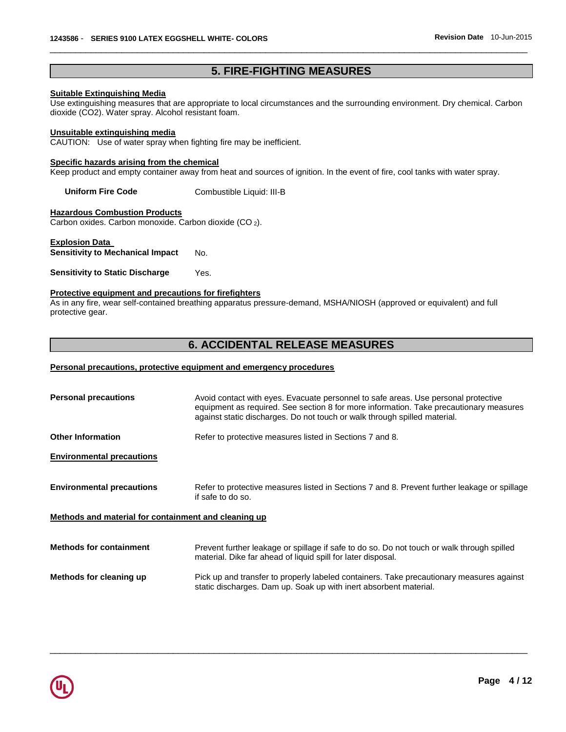## 5. FIRE-FIGHTING MEASURES

**Suitable Extinguishing Media**

Use extinguishing measures that are appropriate to local circumstances and the surrounding environment. Dry chemical. Carbon dioxide ($CO_2$). Water spray. Alcohol resistant foam.

**Unsuitable extinguishing media**

CAUTION: Use of water spray when fighting fire may be inefficient.

**Specific hazards arising from the chemical**

Keep product and empty container away from heat and sources of ignition. In the event of fire, cool tanks with water spray.

**Uniform Fire Code** Combustible Liquid: III-B

**Hazardous Combustion Products**

Carbon oxides. Carbon monoxide. Carbon dioxide ($CO_2$).

**Explosion Data**

**Sensitivity to Mechanical Impact** No.

**Sensitivity to Static Discharge** Yes.

**Protective equipment and precautions for firefighters**

As in any fire, wear self-contained breathing apparatus pressure-demand, MSHA/NIOSH (approved or equivalent) and full protective gear.

## 6. ACCIDENTAL RELEASE MEASURES

**Personal precautions, protective equipment and emergency procedures**

**Personal precautions** Avoid contact with eyes. Evacuate personnel to safe areas. Use personal protective equipment as required. See section 8 for more information. Take precautionary measures against static discharges. Do not touch or walk through spilled material.

**Other Information** Refer to protective measures listed in Sections 7 and 8.

**Environmental precautions**

**Environmental precautions** Refer to protective measures listed in Sections 7 and 8. Prevent further leakage or spillage if safe to do so.

**Methods and material for containment and cleaning up**

**Methods for containment** Prevent further leakage or spillage if safe to do so. Do not touch or walk through spilled material. Dike far ahead of liquid spill for later disposal.

**Methods for cleaning up** Pick up and transfer to properly labeled containers. Take precautionary measures against static discharges. Dam up. Soak up with inert absorbent material.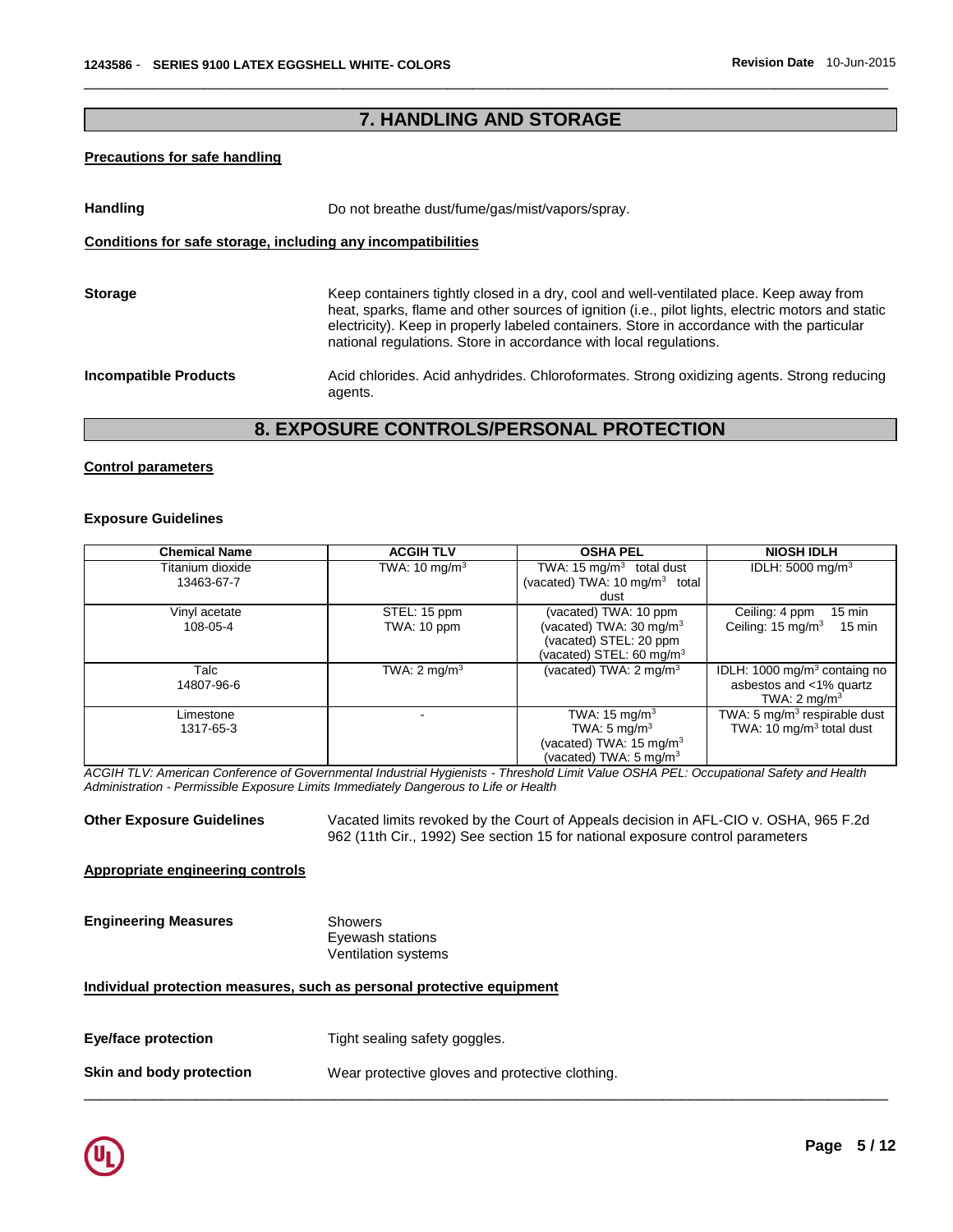## 7. HANDLING AND STORAGE

**Precautions for safe handling**

**Handling** Do not breathe dust/fume/gas/mist/vapors/spray.

**Conditions for safe storage, including any incompatibilities**

**Storage** Keep containers tightly closed in a dry, cool and well-ventilated place. Keep away from heat, sparks, flame and other sources of ignition (i.e., pilot lights, electric motors and static electricity). Keep in properly labeled containers. Store in accordance with the particular national regulations. Store in accordance with local regulations.

**Incompatible Products** Acid chlorides. Acid anhydrides. Chloroformates. Strong oxidizing agents. Strong reducing agents.

## 8. EXPOSURE CONTROLS/PERSONAL PROTECTION

**Control parameters**

**Exposure Guidelines**

| Chemical Name | ACGIH TLV | OSHA PEL | NIOSH IDLH |
|---|---|---|---|
| Titanium dioxide 13463-67-7 | TWA: 10 mg/m$^3$ | TWA: 15 mg/m$^3$ total dust (vacated) TWA: 10 mg/m$^3$ total dust | IDLH: 5000 mg/m$^3$ |
| Vinyl acetate 108-05-4 | STEL: 15 ppm TWA: 10 ppm | (vacated) TWA: 10 ppm (vacated) TWA: 30 mg/m$^3$ (vacated) STEL: 20 ppm (vacated) STEL: 60 mg/m$^3$ | Ceiling: 4 ppm 15 min Ceiling: 15 mg/m$^3$ 15 min |
| Talc 14807-96-6 | TWA: 2 mg/m$^3$ | (vacated) TWA: 2 mg/m$^3$ | IDLH: 1000 mg/m$^3$ containg no asbestos and <1% quartz TWA: 2 mg/m$^3$ |
| Limestone 1317-65-3 | - | TWA: 15 mg/m$^3$ TWA: 5 mg/m$^3$ (vacated) TWA: 15 mg/m$^3$ (vacated) TWA: 5 mg/m$^3$ | TWA: 5 mg/m$^3$ respirable dust TWA: 10 mg/m$^3$ total dust |

*ACGIH TLV: American Conference of Governmental Industrial Hygienists - Threshold Limit Value OSHA PEL: Occupational Safety and Health Administration - Permissible Exposure Limits Immediately Dangerous to Life or Health*

**Other Exposure Guidelines** Vacated limits revoked by the Court of Appeals decision in AFL-CIO v. OSHA, 965 F.2d 962 (11th Cir., 1992) See section 15 for national exposure control parameters

**Appropriate engineering controls**

**Engineering Measures** Showers
Eyewash stations
Ventilation systems

**Individual protection measures, such as personal protective equipment**

**Eye/face protection** Tight sealing safety goggles.

**Skin and body protection** Wear protective gloves and protective clothing.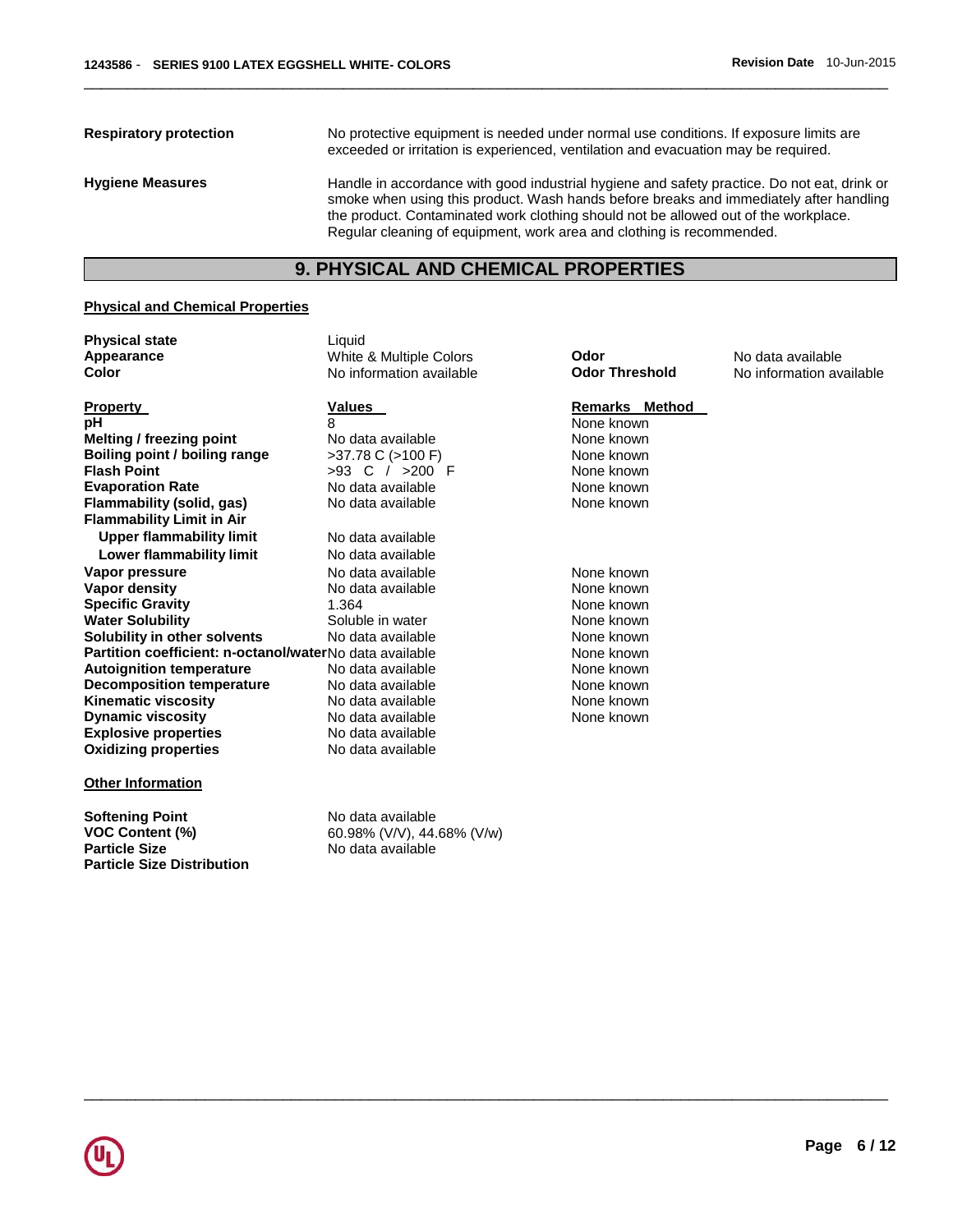| | |
|---|---|
| **Respiratory protection** | No protective equipment is needed under normal use conditions. If exposure limits are exceeded or irritation is experienced, ventilation and evacuation may be required. |
| **Hygiene Measures** | Handle in accordance with good industrial hygiene and safety practice. Do not eat, drink or smoke when using this product. Wash hands before breaks and immediately after handling the product. Contaminated work clothing should not be allowed out of the workplace. Regular cleaning of equipment, work area and clothing is recommended. |

## 9. PHYSICAL AND CHEMICAL PROPERTIES

### Physical and Chemical Properties

| | | | |
|---|---|---|---|
| **Physical state** | Liquid | | |
| **Appearance** | White & Multiple Colors | **Odor** | No data available |
| **Color** | No information available | **Odor Threshold** | No information available |

| Property | Values | Remarks Method |
|---|---|---|
| **pH** | 8 | None known |
| **Melting / freezing point** | No data available | None known |
| **Boiling point / boiling range** | >37.78 C (>100 F) | None known |
| **Flash Point** | >93 C / >200 F | None known |
| **Evaporation Rate** | No data available | None known |
| **Flammability (solid, gas)** | No data available | None known |
| **Flammability Limit in Air** | | |
| **Upper flammability limit** | No data available | |
| **Lower flammability limit** | No data available | |
| **Vapor pressure** | No data available | None known |
| **Vapor density** | No data available | None known |
| **Specific Gravity** | 1.364 | None known |
| **Water Solubility** | Soluble in water | None known |
| **Solubility in other solvents** | No data available | None known |
| **Partition coefficient: n-octanol/water** | No data available | None known |
| **Autoignition temperature** | No data available | None known |
| **Decomposition temperature** | No data available | None known |
| **Kinematic viscosity** | No data available | None known |
| **Dynamic viscosity** | No data available | None known |
| **Explosive properties** | No data available | |
| **Oxidizing properties** | No data available | |

### Other Information

| | |
|---|---|
| **Softening Point** | No data available |
| **VOC Content (%)** | 60.98% (V/V), 44.68% (V/w) |
| **Particle Size** | No data available |
| **Particle Size Distribution** | |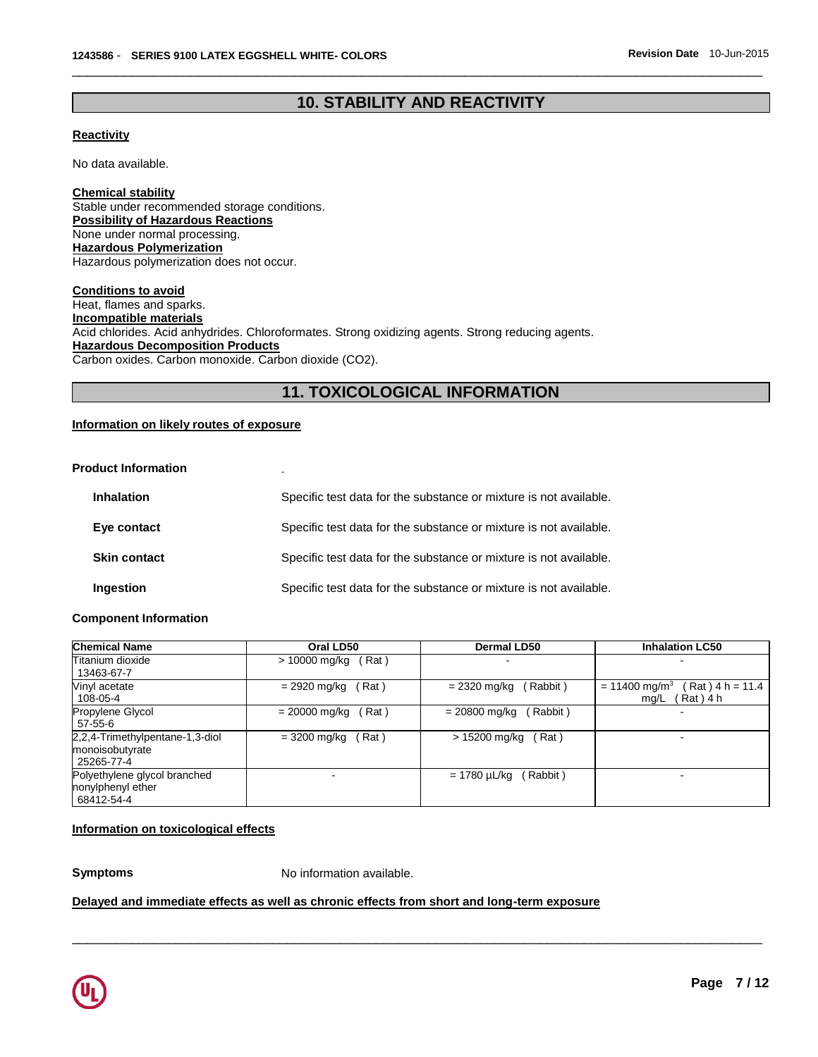## 10. STABILITY AND REACTIVITY

**Reactivity**

No data available.

**Chemical stability**
Stable under recommended storage conditions.
**Possibility of Hazardous Reactions**
None under normal processing.
**Hazardous Polymerization**
Hazardous polymerization does not occur.

**Conditions to avoid**
Heat, flames and sparks.
**Incompatible materials**
Acid chlorides. Acid anhydrides. Chloroformates. Strong oxidizing agents. Strong reducing agents.
**Hazardous Decomposition Products**
Carbon oxides. Carbon monoxide. Carbon dioxide ($CO_2$).

## 11. TOXICOLOGICAL INFORMATION

**Information on likely routes of exposure**

**Product Information** .

**Inhalation** Specific test data for the substance or mixture is not available.

**Eye contact** Specific test data for the substance or mixture is not available.

**Skin contact** Specific test data for the substance or mixture is not available.

**Ingestion** Specific test data for the substance or mixture is not available.

**Component Information**

| Chemical Name | Oral LD50 | Dermal LD50 | Inhalation LC50 |
|---|---|---|---|
| Titanium dioxide 13463-67-7 | > 10000 mg/kg ( Rat ) | - | - |
| Vinyl acetate 108-05-4 | = 2920 mg/kg ( Rat ) | = 2320 mg/kg ( Rabbit ) | = 11400 mg/m$^3$ ( Rat ) 4 h = 11.4 mg/L ( Rat ) 4 h |
| Propylene Glycol 57-55-6 | = 20000 mg/kg ( Rat ) | = 20800 mg/kg ( Rabbit ) | - |
| 2,2,4-Trimethylpentane-1,3-diol monoisobutyrate 25265-77-4 | = 3200 mg/kg ( Rat ) | > 15200 mg/kg ( Rat ) | - |
| Polyethylene glycol branched nonylphenyl ether 68412-54-4 | - | = 1780 µL/kg ( Rabbit ) | - |

**Information on toxicological effects**

**Symptoms** No information available.

**Delayed and immediate effects as well as chronic effects from short and long-term exposure**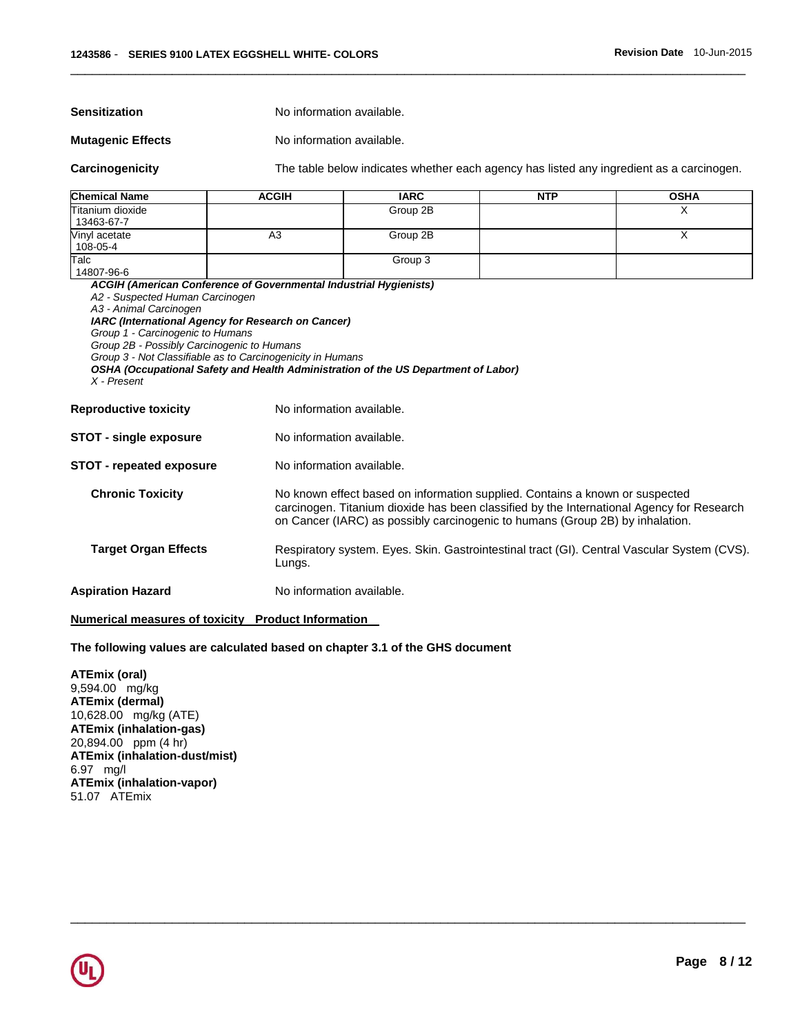**Sensitization** No information available.

**Mutagenic Effects** No information available.

**Carcinogenicity** The table below indicates whether each agency has listed any ingredient as a carcinogen.

| Chemical Name | ACGIH | IARC | NTP | OSHA |
|---|---|---|---|---|
| Titanium dioxide 13463-67-7 | | Group 2B | | X |
| Vinyl acetate 108-05-4 | A3 | Group 2B | | X |
| Talc 14807-96-6 | | Group 3 | | |

***ACGIH (American Conference of Governmental Industrial Hygienists)***
*A2 - Suspected Human Carcinogen*
*A3 - Animal Carcinogen*
***IARC (International Agency for Research on Cancer)***
*Group 1 - Carcinogenic to Humans*
*Group 2B - Possibly Carcinogenic to Humans*
*Group 3 - Not Classifiable as to Carcinogenicity in Humans*
***OSHA (Occupational Safety and Health Administration of the US Department of Labor)***
*X - Present*

**Reproductive toxicity** No information available.

**STOT - single exposure** No information available.

**STOT - repeated exposure** No information available.

**Chronic Toxicity** No known effect based on information supplied. Contains a known or suspected carcinogen. Titanium dioxide has been classified by the International Agency for Research on Cancer (IARC) as possibly carcinogenic to humans (Group 2B) by inhalation.

**Target Organ Effects** Respiratory system. Eyes. Skin. Gastrointestinal tract (GI). Central Vascular System (CVS). Lungs.

**Aspiration Hazard** No information available.

**Numerical measures of toxicity Product Information**

**The following values are calculated based on chapter 3.1 of the GHS document**

**ATEmix (oral)**
9,594.00 mg/kg
**ATEmix (dermal)**
10,628.00 mg/kg (ATE)
**ATEmix (inhalation-gas)**
20,894.00 ppm (4 hr)
**ATEmix (inhalation-dust/mist)**
6.97 mg/l
**ATEmix (inhalation-vapor)**
51.07 ATEmix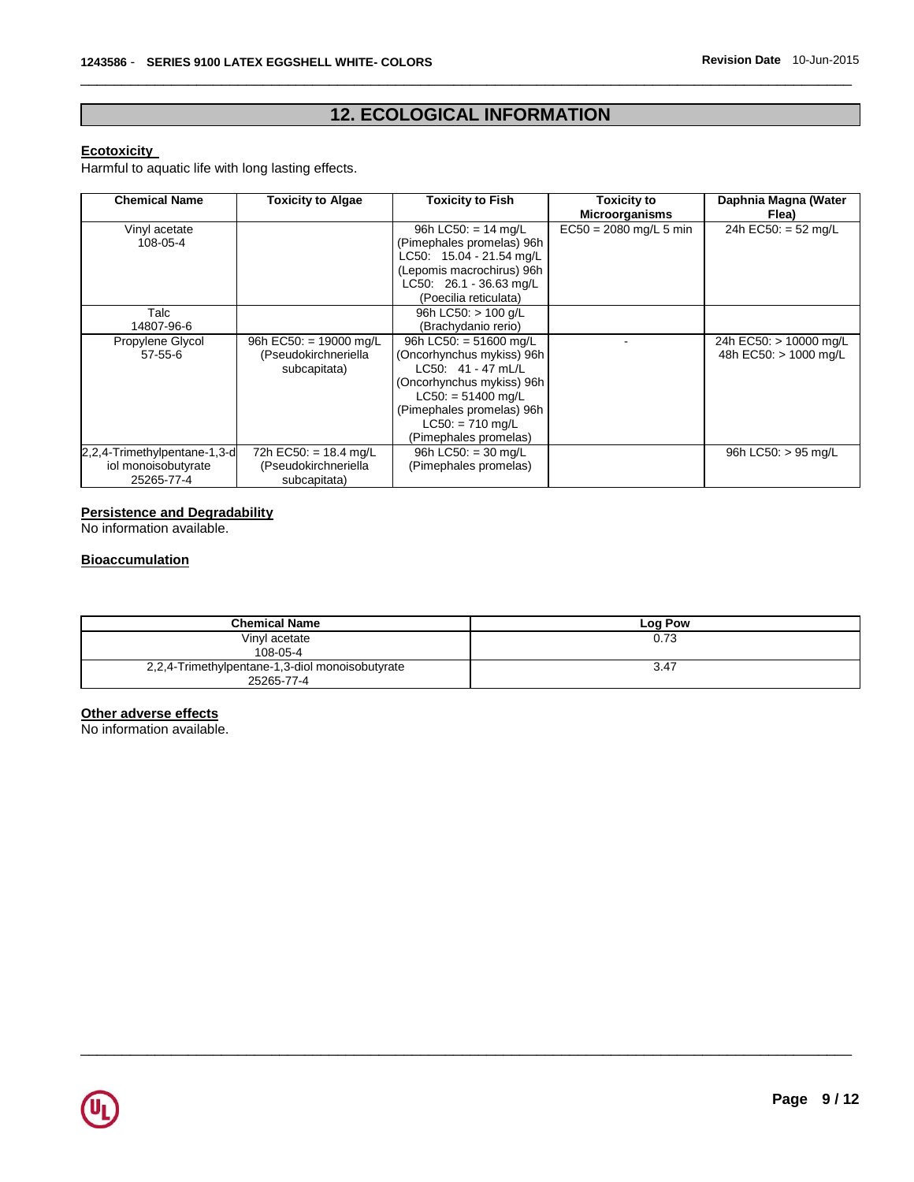## 12. ECOLOGICAL INFORMATION

**Ecotoxicity**

Harmful to aquatic life with long lasting effects.

| Chemical Name | Toxicity to Algae | Toxicity to Fish | Toxicity to Microorganisms | Daphnia Magna (Water Flea) |
|---|---|---|---|---|
| Vinyl acetate 108-05-4 | | 96h LC50: = 14 mg/L (Pimephales promelas) 96h LC50: 15.04 - 21.54 mg/L (Lepomis macrochirus) 96h LC50: 26.1 - 36.63 mg/L (Poecilia reticulata) | EC50 = 2080 mg/L 5 min | 24h EC50: = 52 mg/L |
| Talc 14807-96-6 | | 96h LC50: > 100 g/L (Brachydanio rerio) | | |
| Propylene Glycol 57-55-6 | 96h EC50: = 19000 mg/L (Pseudokirchneriella subcapitata) | 96h LC50: = 51600 mg/L (Oncorhynchus mykiss) 96h LC50: 41 - 47 mL/L (Oncorhynchus mykiss) 96h LC50: = 51400 mg/L (Pimephales promelas) 96h LC50: = 710 mg/L (Pimephales promelas) | - | 24h EC50: > 10000 mg/L 48h EC50: > 1000 mg/L |
| 2,2,4-Trimethylpentane-1,3-diol monoisobutyrate 25265-77-4 | 72h EC50: = 18.4 mg/L (Pseudokirchneriella subcapitata) | 96h LC50: = 30 mg/L (Pimephales promelas) | | 96h LC50: > 95 mg/L |

**Persistence and Degradability**

No information available.

**Bioaccumulation**

| Chemical Name | Log Pow |
|---|---|
| Vinyl acetate 108-05-4 | 0.73 |
| 2,2,4-Trimethylpentane-1,3-diol monoisobutyrate 25265-77-4 | 3.47 |

**Other adverse effects**

No information available.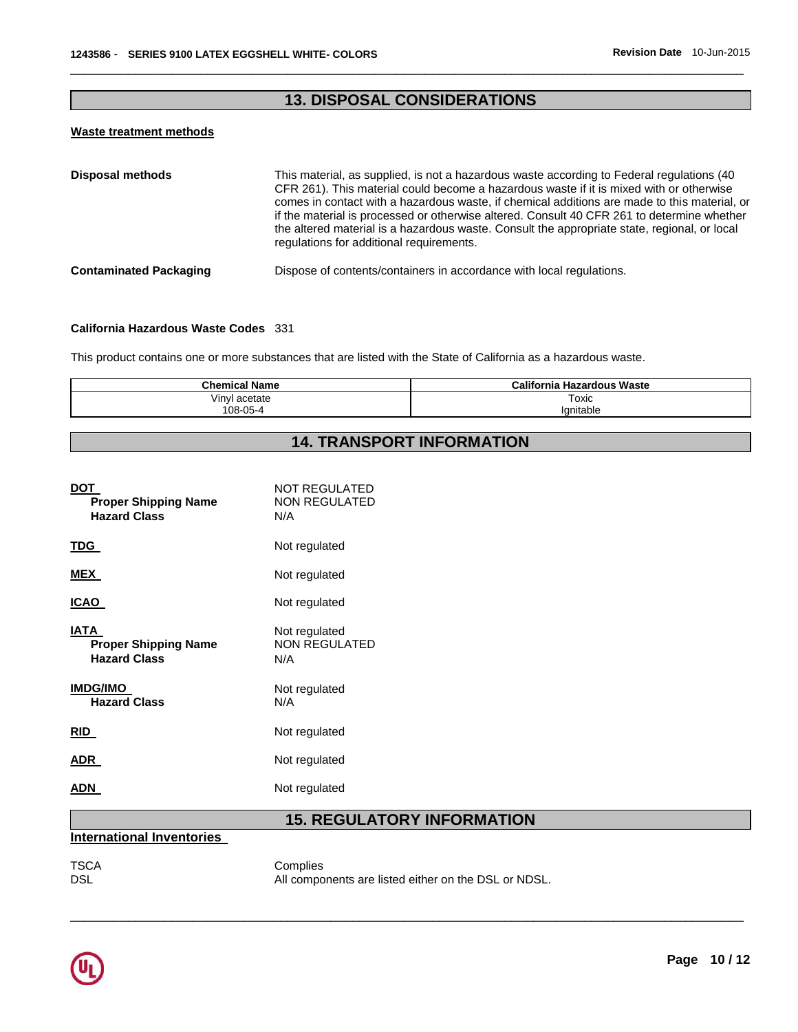## 13. DISPOSAL CONSIDERATIONS

**Waste treatment methods**

**Disposal methods** This material, as supplied, is not a hazardous waste according to Federal regulations (40 CFR 261). This material could become a hazardous waste if it is mixed with or otherwise comes in contact with a hazardous waste, if chemical additions are made to this material, or if the material is processed or otherwise altered. Consult 40 CFR 261 to determine whether the altered material is a hazardous waste. Consult the appropriate state, regional, or local regulations for additional requirements.

**Contaminated Packaging** Dispose of contents/containers in accordance with local regulations.

**California Hazardous Waste Codes** 331

This product contains one or more substances that are listed with the State of California as a hazardous waste.

| Chemical Name | California Hazardous Waste |
|---|---|
| Vinyl acetate<br>108-05-4 | Toxic<br>Ignitable |

## 14. TRANSPORT INFORMATION

**DOT** NOT REGULATED
**Proper Shipping Name** NON REGULATED
**Hazard Class** N/A

**TDG** Not regulated

**MEX** Not regulated

**ICAO** Not regulated

**IATA** Not regulated
**Proper Shipping Name** NON REGULATED
**Hazard Class** N/A

**IMDG/IMO** Not regulated
**Hazard Class** N/A

**RID** Not regulated

**ADR** Not regulated

**ADN** Not regulated

## 15. REGULATORY INFORMATION

**International Inventories**

TSCA Complies
DSL All components are listed either on the DSL or NDSL.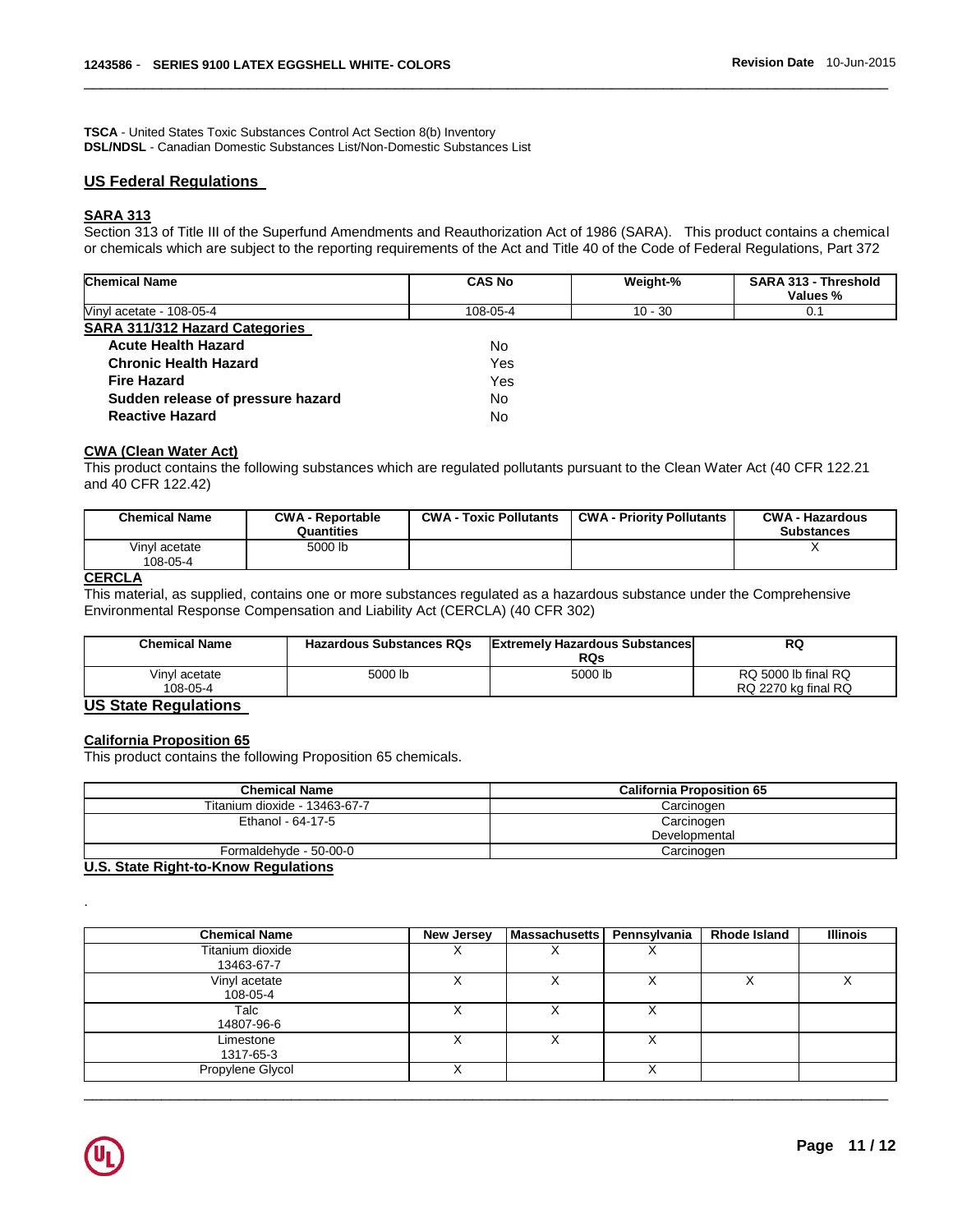**TSCA** - United States Toxic Substances Control Act Section 8(b) Inventory
**DSL/NDSL** - Canadian Domestic Substances List/Non-Domestic Substances List

## US Federal Regulations

### SARA 313

Section 313 of Title III of the Superfund Amendments and Reauthorization Act of 1986 (SARA). This product contains a chemical or chemicals which are subject to the reporting requirements of the Act and Title 40 of the Code of Federal Regulations, Part 372

| Chemical Name | CAS No | Weight-% | SARA 313 - Threshold Values % |
|---|---|---|---|
| Vinyl acetate - 108-05-4 | 108-05-4 | 10 - 30 | 0.1 |

### SARA 311/312 Hazard Categories

| | |
|---|---|
| **Acute Health Hazard** | No |
| **Chronic Health Hazard** | Yes |
| **Fire Hazard** | Yes |
| **Sudden release of pressure hazard** | No |
| **Reactive Hazard** | No |

### CWA (Clean Water Act)

This product contains the following substances which are regulated pollutants pursuant to the Clean Water Act (40 CFR 122.21 and 40 CFR 122.42)

| Chemical Name | CWA - Reportable Quantities | CWA - Toxic Pollutants | CWA - Priority Pollutants | CWA - Hazardous Substances |
|---|---|---|---|---|
| Vinyl acetate 108-05-4 | 5000 lb | | | X |

### CERCLA

This material, as supplied, contains one or more substances regulated as a hazardous substance under the Comprehensive Environmental Response Compensation and Liability Act (CERCLA) (40 CFR 302)

| Chemical Name | Hazardous Substances RQs | Extremely Hazardous Substances RQs | RQ |
|---|---|---|---|
| Vinyl acetate 108-05-4 | 5000 lb | 5000 lb | RQ 5000 lb final RQ RQ 2270 kg final RQ |

## US State Regulations

### California Proposition 65

This product contains the following Proposition 65 chemicals.

| Chemical Name | California Proposition 65 |
|---|---|
| Titanium dioxide - 13463-67-7 | Carcinogen |
| Ethanol - 64-17-5 | Carcinogen Developmental |
| Formaldehyde - 50-00-0 | Carcinogen |

### U.S. State Right-to-Know Regulations

.

| Chemical Name | New Jersey | Massachusetts | Pennsylvania | Rhode Island | Illinois |
|---|---|---|---|---|---|
| Titanium dioxide 13463-67-7 | X | X | X | | |
| Vinyl acetate 108-05-4 | X | X | X | X | X |
| Talc 14807-96-6 | X | X | X | | |
| Limestone 1317-65-3 | X | X | X | | |
| Propylene Glycol | X | | X | | |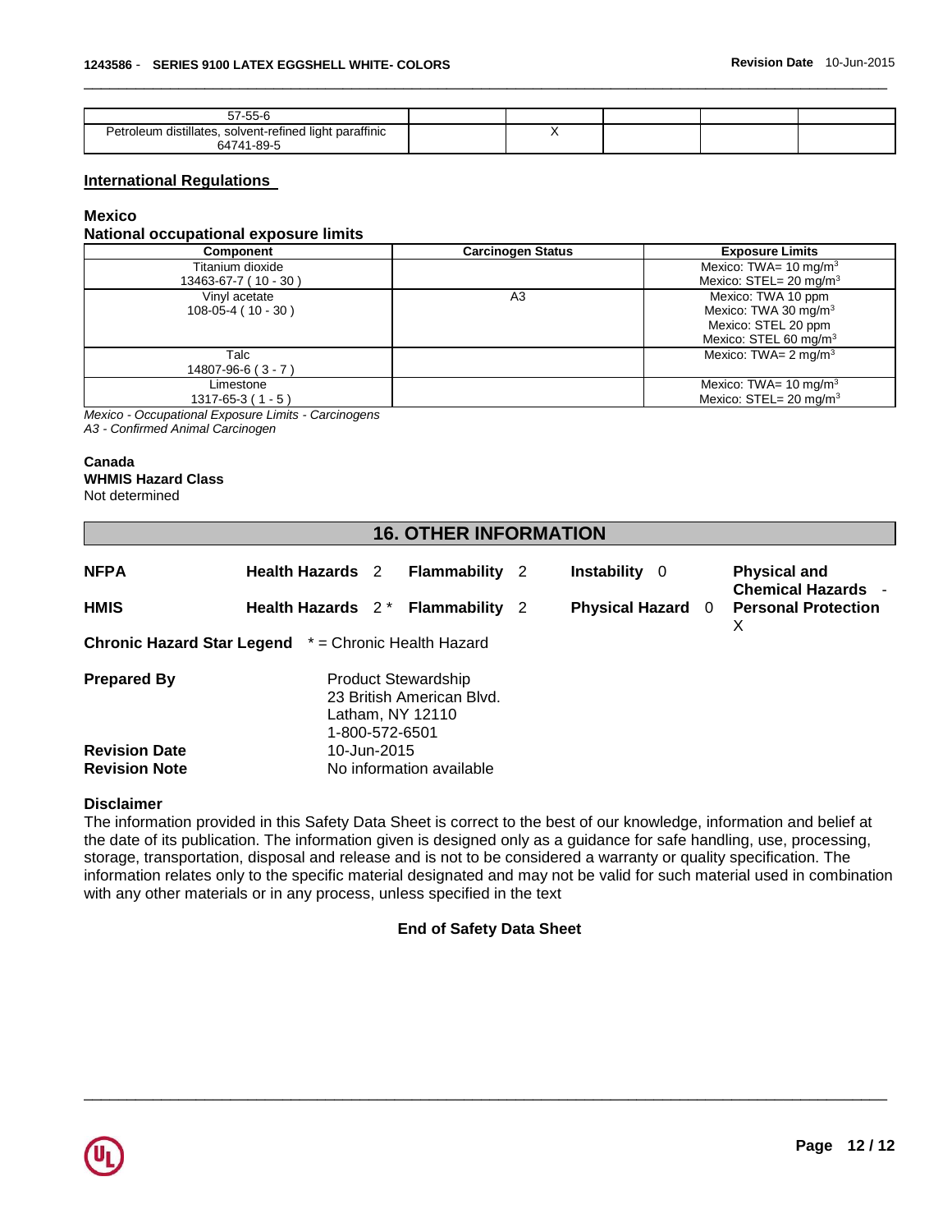| | | | | | |
|---|---|---|---|---|---|
| 57-55-6 | | | | | |
| Petroleum distillates, solvent-refined light paraffinic 64741-89-5 | | X | | | |

## International Regulations

**Mexico**

**National occupational exposure limits**

| Component | Carcinogen Status | Exposure Limits |
|---|---|---|
| Titanium dioxide 13463-67-7 ( 10 - 30 ) | | Mexico: TWA= 10 $mg/m^3$ Mexico: STEL= 20 $mg/m^3$ |
| Vinyl acetate 108-05-4 ( 10 - 30 ) | A3 | Mexico: TWA 10 ppm Mexico: TWA 30 $mg/m^3$ Mexico: STEL 20 ppm Mexico: STEL 60 $mg/m^3$ |
| Talc 14807-96-6 ( 3 - 7 ) | | Mexico: TWA= 2 $mg/m^3$ |
| Limestone 1317-65-3 ( 1 - 5 ) | | Mexico: TWA= 10 $mg/m^3$ Mexico: STEL= 20 $mg/m^3$ |

*Mexico - Occupational Exposure Limits - Carcinogens*
*A3 - Confirmed Animal Carcinogen*

**Canada**
**WHMIS Hazard Class**
Not determined

## 16. OTHER INFORMATION

| | | | | |
|---|---|---|---|---|
| **NFPA** | **Health Hazards** 2 | **Flammability** 2 | **Instability** 0 | **Physical and Chemical Hazards** - |
| **HMIS** | **Health Hazards** 2 * | **Flammability** 2 | **Physical Hazard** 0 | **Personal Protection** X |

**Chronic Hazard Star Legend** * = Chronic Health Hazard

**Prepared By** Product Stewardship
23 British American Blvd.
Latham, NY 12110
1-800-572-6501

**Revision Date** 10-Jun-2015

**Revision Note** No information available

**Disclaimer**

The information provided in this Safety Data Sheet is correct to the best of our knowledge, information and belief at the date of its publication. The information given is designed only as a guidance for safe handling, use, processing, storage, transportation, disposal and release and is not to be considered a warranty or quality specification. The information relates only to the specific material designated and may not be valid for such material used in combination with any other materials or in any process, unless specified in the text

**End of Safety Data Sheet**